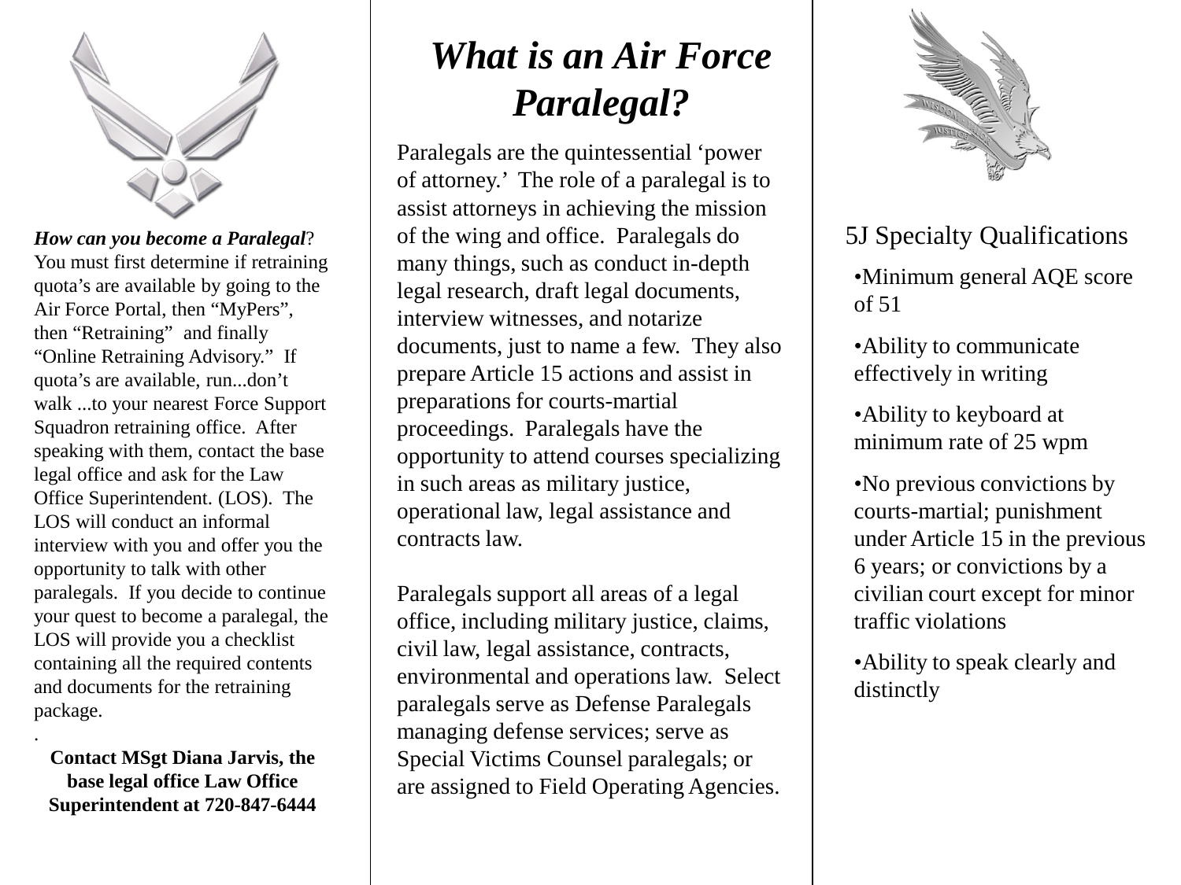***How can you become a Paralegal***? You must first determine if retraining quota's are available by going to the Air Force Portal, then "MyPers", then "Retraining" and finally "Online Retraining Advisory." If quota's are available, run...don't walk ...to your nearest Force Support Squadron retraining office. After speaking with them, contact the base legal office and ask for the Law Office Superintendent. (LOS). The LOS will conduct an informal interview with you and offer you the opportunity to talk with other paralegals. If you decide to continue your quest to become a paralegal, the LOS will provide you a checklist containing all the required contents and documents for the retraining package.

.

**Contact MSgt Diana Jarvis, the base legal office Law Office Superintendent at 720-847-6444**

# *What is an Air Force Paralegal?*

Paralegals are the quintessential 'power of attorney.' The role of a paralegal is to assist attorneys in achieving the mission of the wing and office. Paralegals do many things, such as conduct in-depth legal research, draft legal documents, interview witnesses, and notarize documents, just to name a few. They also prepare Article 15 actions and assist in preparations for courts-martial proceedings. Paralegals have the opportunity to attend courses specializing in such areas as military justice, operational law, legal assistance and contracts law.

Paralegals support all areas of a legal office, including military justice, claims, civil law, legal assistance, contracts, environmental and operations law. Select paralegals serve as Defense Paralegals managing defense services; serve as Special Victims Counsel paralegals; or are assigned to Field Operating Agencies.

## 5J Specialty Qualifications

- Minimum general AQE score of 51
- Ability to communicate effectively in writing
- Ability to keyboard at minimum rate of 25 wpm
- No previous convictions by courts-martial; punishment under Article 15 in the previous 6 years; or convictions by a civilian court except for minor traffic violations
- Ability to speak clearly and distinctly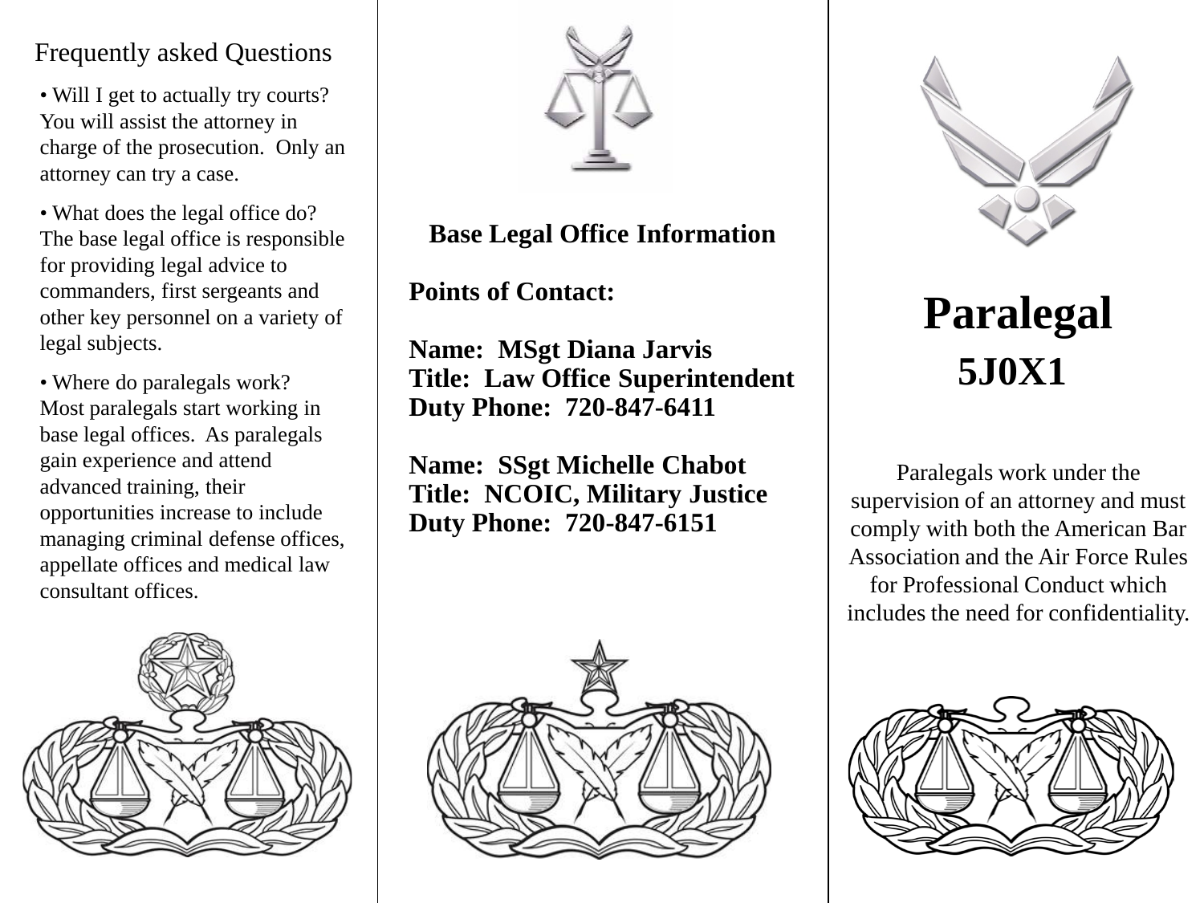## Frequently asked Questions

- Will I get to actually try courts?
You will assist the attorney in charge of the prosecution. Only an attorney can try a case.

- What does the legal office do?
The base legal office is responsible for providing legal advice to commanders, first sergeants and other key personnel on a variety of legal subjects.

- Where do paralegals work?
Most paralegals start working in base legal offices. As paralegals gain experience and attend advanced training, their opportunities increase to include managing criminal defense offices, appellate offices and medical law consultant offices.

## Base Legal Office Information

**Points of Contact:**

**Name: MSgt Diana Jarvis**
**Title: Law Office Superintendent**
**Duty Phone: 720-847-6411**

**Name: SSgt Michelle Chabot**
**Title: NCOIC, Military Justice**
**Duty Phone: 720-847-6151**

# Paralegal

## 5J0X1

Paralegals work under the supervision of an attorney and must comply with both the American Bar Association and the Air Force Rules for Professional Conduct which includes the need for confidentiality.